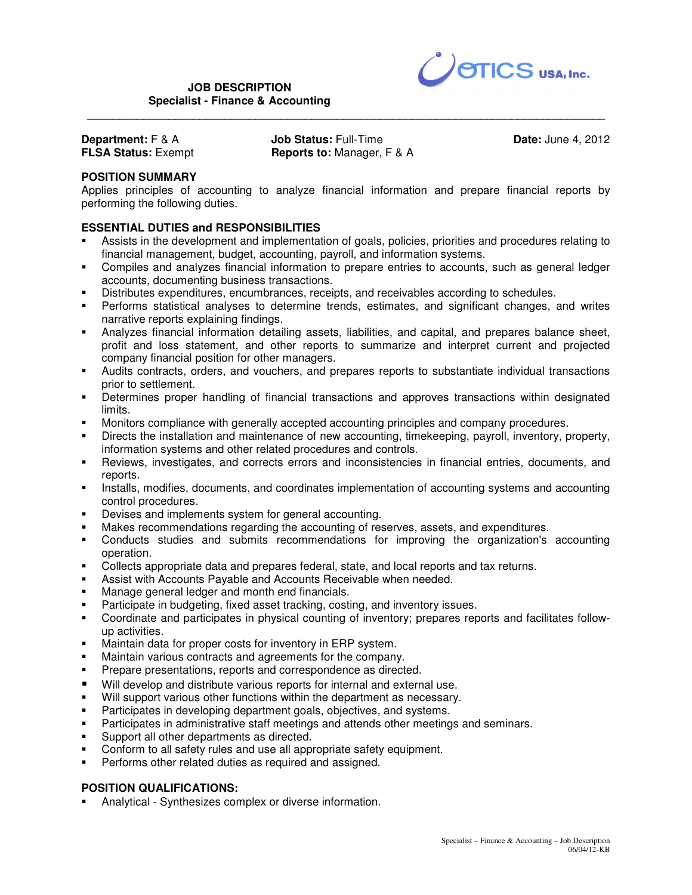# JOB DESCRIPTION
## Specialist - Finance & Accounting

OTICS USA, Inc.

**Department:** F & A  
**FLSA Status:** Exempt  
**Job Status:** Full-Time  
**Reports to:** Manager, F & A  
**Date:** June 4, 2012

### POSITION SUMMARY

Applies principles of accounting to analyze financial information and prepare financial reports by performing the following duties.

### ESSENTIAL DUTIES and RESPONSIBILITIES

- Assists in the development and implementation of goals, policies, priorities and procedures relating to financial management, budget, accounting, payroll, and information systems.
- Compiles and analyzes financial information to prepare entries to accounts, such as general ledger accounts, documenting business transactions.
- Distributes expenditures, encumbrances, receipts, and receivables according to schedules.
- Performs statistical analyses to determine trends, estimates, and significant changes, and writes narrative reports explaining findings.
- Analyzes financial information detailing assets, liabilities, and capital, and prepares balance sheet, profit and loss statement, and other reports to summarize and interpret current and projected company financial position for other managers.
- Audits contracts, orders, and vouchers, and prepares reports to substantiate individual transactions prior to settlement.
- Determines proper handling of financial transactions and approves transactions within designated limits.
- Monitors compliance with generally accepted accounting principles and company procedures.
- Directs the installation and maintenance of new accounting, timekeeping, payroll, inventory, property, information systems and other related procedures and controls.
- Reviews, investigates, and corrects errors and inconsistencies in financial entries, documents, and reports.
- Installs, modifies, documents, and coordinates implementation of accounting systems and accounting control procedures.
- Devises and implements system for general accounting.
- Makes recommendations regarding the accounting of reserves, assets, and expenditures.
- Conducts studies and submits recommendations for improving the organization's accounting operation.
- Collects appropriate data and prepares federal, state, and local reports and tax returns.
- Assist with Accounts Payable and Accounts Receivable when needed.
- Manage general ledger and month end financials.
- Participate in budgeting, fixed asset tracking, costing, and inventory issues.
- Coordinate and participates in physical counting of inventory; prepares reports and facilitates follow-up activities.
- Maintain data for proper costs for inventory in ERP system.
- Maintain various contracts and agreements for the company.
- Prepare presentations, reports and correspondence as directed.
- Will develop and distribute various reports for internal and external use.
- Will support various other functions within the department as necessary.
- Participates in developing department goals, objectives, and systems.
- Participates in administrative staff meetings and attends other meetings and seminars.
- Support all other departments as directed.
- Conform to all safety rules and use all appropriate safety equipment.
- Performs other related duties as required and assigned.

### POSITION QUALIFICATIONS:

- Analytical - Synthesizes complex or diverse information.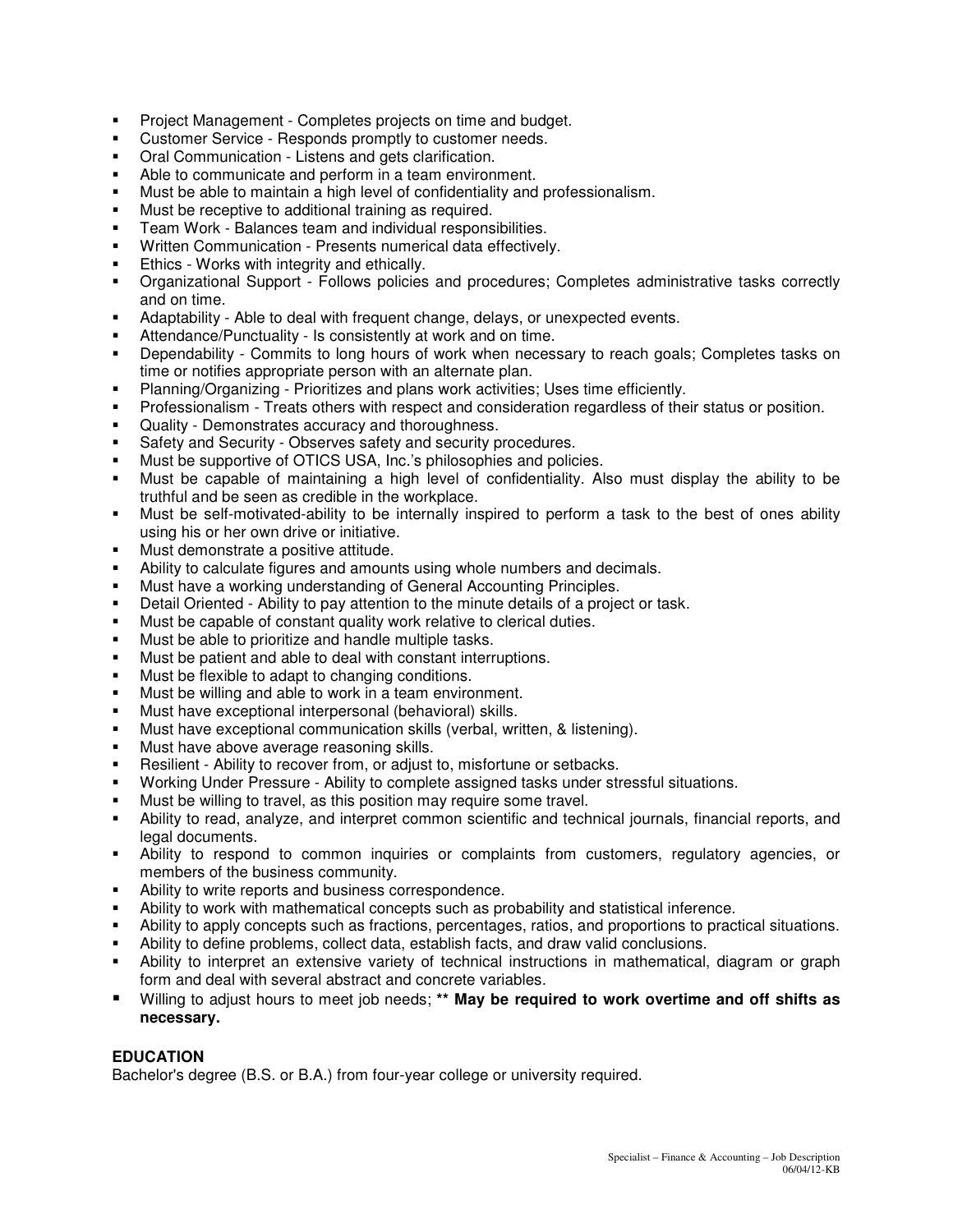- Project Management - Completes projects on time and budget.
- Customer Service - Responds promptly to customer needs.
- Oral Communication - Listens and gets clarification.
- Able to communicate and perform in a team environment.
- Must be able to maintain a high level of confidentiality and professionalism.
- Must be receptive to additional training as required.
- Team Work - Balances team and individual responsibilities.
- Written Communication - Presents numerical data effectively.
- Ethics - Works with integrity and ethically.
- Organizational Support - Follows policies and procedures; Completes administrative tasks correctly and on time.
- Adaptability - Able to deal with frequent change, delays, or unexpected events.
- Attendance/Punctuality - Is consistently at work and on time.
- Dependability - Commits to long hours of work when necessary to reach goals; Completes tasks on time or notifies appropriate person with an alternate plan.
- Planning/Organizing - Prioritizes and plans work activities; Uses time efficiently.
- Professionalism - Treats others with respect and consideration regardless of their status or position.
- Quality - Demonstrates accuracy and thoroughness.
- Safety and Security - Observes safety and security procedures.
- Must be supportive of OTICS USA, Inc.'s philosophies and policies.
- Must be capable of maintaining a high level of confidentiality. Also must display the ability to be truthful and be seen as credible in the workplace.
- Must be self-motivated-ability to be internally inspired to perform a task to the best of ones ability using his or her own drive or initiative.
- Must demonstrate a positive attitude.
- Ability to calculate figures and amounts using whole numbers and decimals.
- Must have a working understanding of General Accounting Principles.
- Detail Oriented - Ability to pay attention to the minute details of a project or task.
- Must be capable of constant quality work relative to clerical duties.
- Must be able to prioritize and handle multiple tasks.
- Must be patient and able to deal with constant interruptions.
- Must be flexible to adapt to changing conditions.
- Must be willing and able to work in a team environment.
- Must have exceptional interpersonal (behavioral) skills.
- Must have exceptional communication skills (verbal, written, & listening).
- Must have above average reasoning skills.
- Resilient - Ability to recover from, or adjust to, misfortune or setbacks.
- Working Under Pressure - Ability to complete assigned tasks under stressful situations.
- Must be willing to travel, as this position may require some travel.
- Ability to read, analyze, and interpret common scientific and technical journals, financial reports, and legal documents.
- Ability to respond to common inquiries or complaints from customers, regulatory agencies, or members of the business community.
- Ability to write reports and business correspondence.
- Ability to work with mathematical concepts such as probability and statistical inference.
- Ability to apply concepts such as fractions, percentages, ratios, and proportions to practical situations.
- Ability to define problems, collect data, establish facts, and draw valid conclusions.
- Ability to interpret an extensive variety of technical instructions in mathematical, diagram or graph form and deal with several abstract and concrete variables.
- Willing to adjust hours to meet job needs; **** May be required to work overtime and off shifts as necessary.**

## EDUCATION

Bachelor's degree (B.S. or B.A.) from four-year college or university required.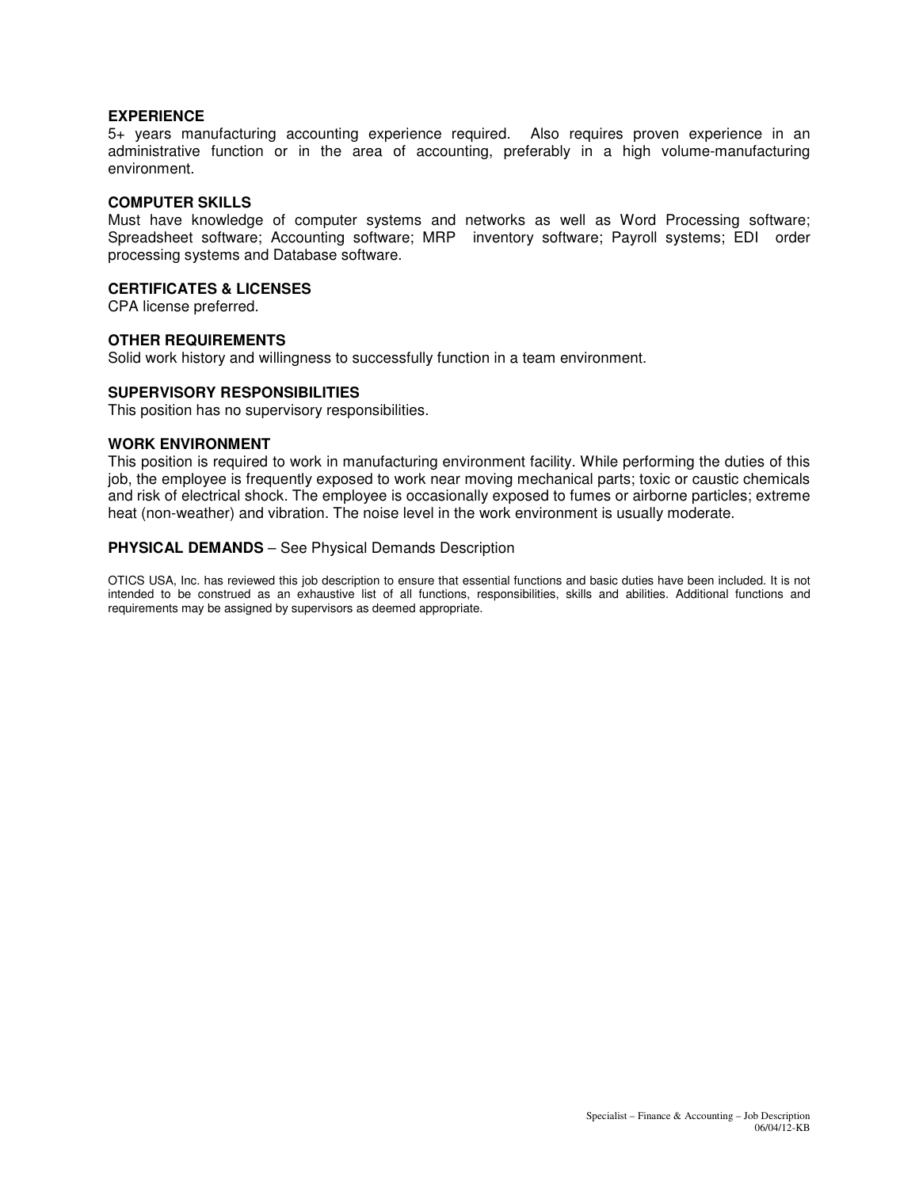## EXPERIENCE

5+ years manufacturing accounting experience required. Also requires proven experience in an administrative function or in the area of accounting, preferably in a high volume-manufacturing environment.

## COMPUTER SKILLS

Must have knowledge of computer systems and networks as well as Word Processing software; Spreadsheet software; Accounting software; MRP inventory software; Payroll systems; EDI order processing systems and Database software.

## CERTIFICATES & LICENSES

CPA license preferred.

## OTHER REQUIREMENTS

Solid work history and willingness to successfully function in a team environment.

## SUPERVISORY RESPONSIBILITIES

This position has no supervisory responsibilities.

## WORK ENVIRONMENT

This position is required to work in manufacturing environment facility. While performing the duties of this job, the employee is frequently exposed to work near moving mechanical parts; toxic or caustic chemicals and risk of electrical shock. The employee is occasionally exposed to fumes or airborne particles; extreme heat (non-weather) and vibration. The noise level in the work environment is usually moderate.

**PHYSICAL DEMANDS** – See Physical Demands Description

OTICS USA, Inc. has reviewed this job description to ensure that essential functions and basic duties have been included. It is not intended to be construed as an exhaustive list of all functions, responsibilities, skills and abilities. Additional functions and requirements may be assigned by supervisors as deemed appropriate.